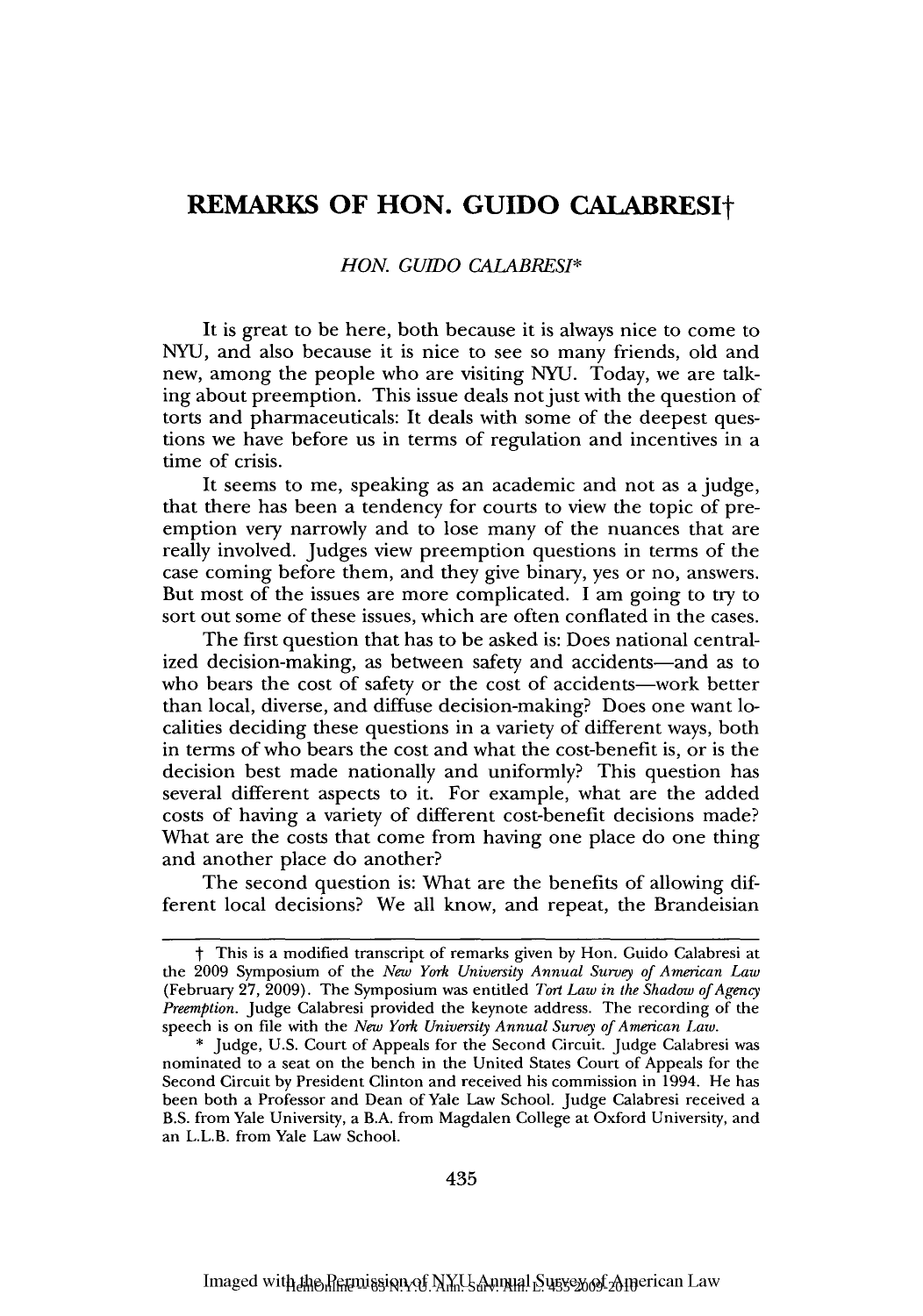# REMARKS OF HON. GUIDO CALABRESI†

*HON. GUIDO CALABRESI\**

It is great to be here, both because it is always nice to come to NYU, and also because it is nice to see so many friends, old and new, among the people who are visiting NYU. Today, we are talking about preemption. This issue deals not just with the question of torts and pharmaceuticals: It deals with some of the deepest questions we have before us in terms of regulation and incentives in a time of crisis.

It seems to me, speaking as an academic and not as a judge, that there has been a tendency for courts to view the topic of preemption very narrowly and to lose many of the nuances that are really involved. Judges view preemption questions in terms of the case coming before them, and they give binary, yes or no, answers. But most of the issues are more complicated. I am going to try to sort out some of these issues, which are often conflated in the cases.

The first question that has to be asked is: Does national centralized decision-making, as between safety and accidents—and as to who bears the cost of safety or the cost of accidents—work better than local, diverse, and diffuse decision-making? Does one want localities deciding these questions in a variety of different ways, both in terms of who bears the cost and what the cost-benefit is, or is the decision best made nationally and uniformly? This question has several different aspects to it. For example, what are the added costs of having a variety of different cost-benefit decisions made? What are the costs that come from having one place do one thing and another place do another?

The second question is: What are the benefits of allowing different local decisions? We all know, and repeat, the Brandeisian

---

† This is a modified transcript of remarks given by Hon. Guido Calabresi at the 2009 Symposium of the *New York University Annual Survey of American Law* (February 27, 2009). The Symposium was entitled *Tort Law in the Shadow of Agency Preemption*. Judge Calabresi provided the keynote address. The recording of the speech is on file with the *New York University Annual Survey of American Law*.

\* Judge, U.S. Court of Appeals for the Second Circuit. Judge Calabresi was nominated to a seat on the bench in the United States Court of Appeals for the Second Circuit by President Clinton and received his commission in 1994. He has been both a Professor and Dean of Yale Law School. Judge Calabresi received a B.S. from Yale University, a B.A. from Magdalen College at Oxford University, and an L.L.B. from Yale Law School.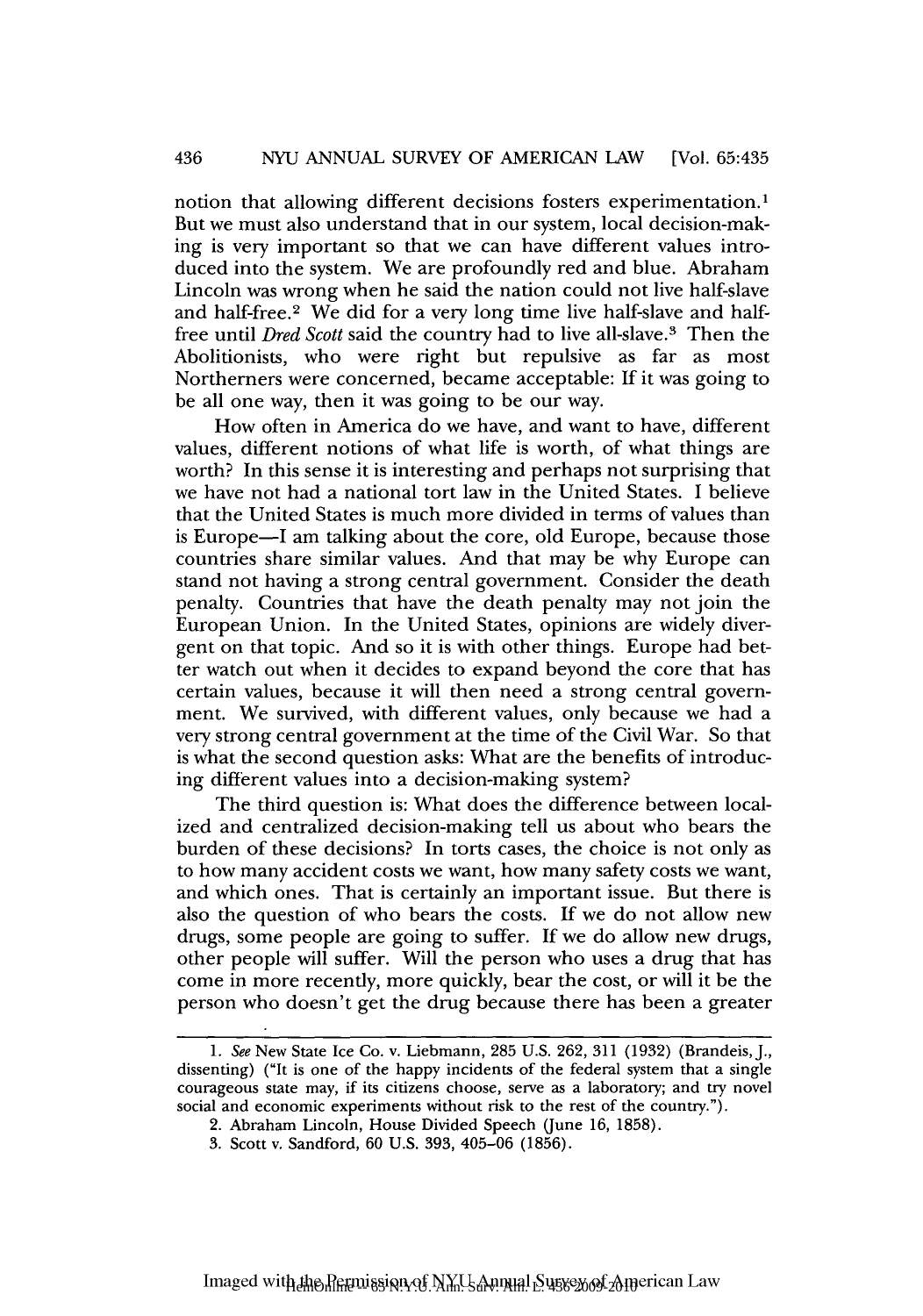notion that allowing different decisions fosters experimentation.[1] But we must also understand that in our system, local decision-making is very important so that we can have different values introduced into the system. We are profoundly red and blue. Abraham Lincoln was wrong when he said the nation could not live half-slave and half-free.[2] We did for a very long time live half-slave and half-free until *Dred Scott* said the country had to live all-slave.[3] Then the Abolitionists, who were right but repulsive as far as most Northerners were concerned, became acceptable: If it was going to be all one way, then it was going to be our way.

How often in America do we have, and want to have, different values, different notions of what life is worth, of what things are worth? In this sense it is interesting and perhaps not surprising that we have not had a national tort law in the United States. I believe that the United States is much more divided in terms of values than is Europe—I am talking about the core, old Europe, because those countries share similar values. And that may be why Europe can stand not having a strong central government. Consider the death penalty. Countries that have the death penalty may not join the European Union. In the United States, opinions are widely divergent on that topic. And so it is with other things. Europe had better watch out when it decides to expand beyond the core that has certain values, because it will then need a strong central government. We survived, with different values, only because we had a very strong central government at the time of the Civil War. So that is what the second question asks: What are the benefits of introducing different values into a decision-making system?

The third question is: What does the difference between localized and centralized decision-making tell us about who bears the burden of these decisions? In torts cases, the choice is not only as to how many accident costs we want, how many safety costs we want, and which ones. That is certainly an important issue. But there is also the question of who bears the costs. If we do not allow new drugs, some people are going to suffer. If we do allow new drugs, other people will suffer. Will the person who uses a drug that has come in more recently, more quickly, bear the cost, or will it be the person who doesn't get the drug because there has been a greater

---

1. *See* New State Ice Co. v. Liebmann, 285 U.S. 262, 311 (1932) (Brandeis, J., dissenting) ("It is one of the happy incidents of the federal system that a single courageous state may, if its citizens choose, serve as a laboratory; and try novel social and economic experiments without risk to the rest of the country.").

2. Abraham Lincoln, House Divided Speech (June 16, 1858).

3. Scott v. Sandford, 60 U.S. 393, 405–06 (1856).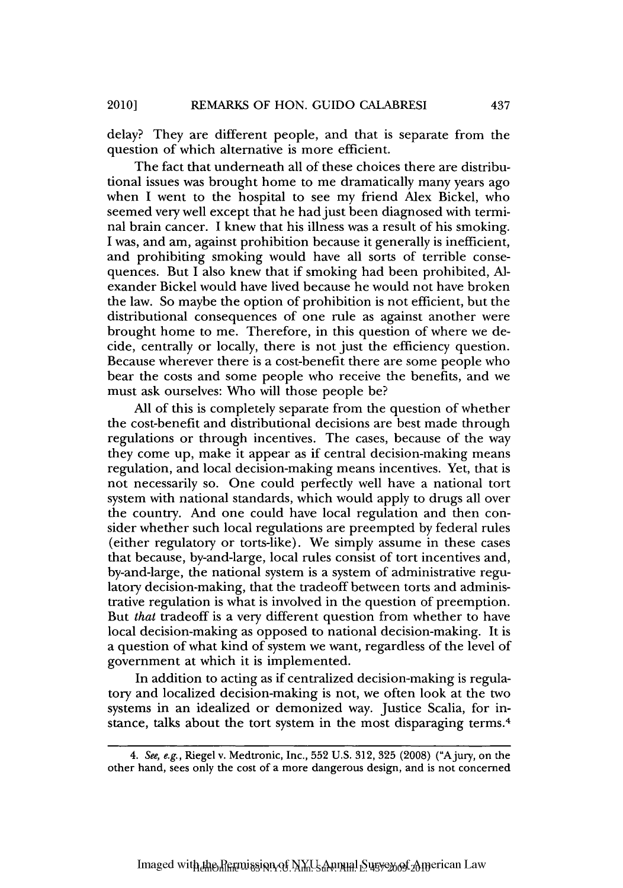delay? They are different people, and that is separate from the question of which alternative is more efficient.

The fact that underneath all of these choices there are distributional issues was brought home to me dramatically many years ago when I went to the hospital to see my friend Alex Bickel, who seemed very well except that he had just been diagnosed with terminal brain cancer. I knew that his illness was a result of his smoking. I was, and am, against prohibition because it generally is inefficient, and prohibiting smoking would have all sorts of terrible consequences. But I also knew that if smoking had been prohibited, Alexander Bickel would have lived because he would not have broken the law. So maybe the option of prohibition is not efficient, but the distributional consequences of one rule as against another were brought home to me. Therefore, in this question of where we decide, centrally or locally, there is not just the efficiency question. Because wherever there is a cost-benefit there are some people who bear the costs and some people who receive the benefits, and we must ask ourselves: Who will those people be?

All of this is completely separate from the question of whether the cost-benefit and distributional decisions are best made through regulations or through incentives. The cases, because of the way they come up, make it appear as if central decision-making means regulation, and local decision-making means incentives. Yet, that is not necessarily so. One could perfectly well have a national tort system with national standards, which would apply to drugs all over the country. And one could have local regulation and then consider whether such local regulations are preempted by federal rules (either regulatory or torts-like). We simply assume in these cases that because, by-and-large, local rules consist of tort incentives and, by-and-large, the national system is a system of administrative regulatory decision-making, that the tradeoff between torts and administrative regulation is what is involved in the question of preemption. But *that* tradeoff is a very different question from whether to have local decision-making as opposed to national decision-making. It is a question of what kind of system we want, regardless of the level of government at which it is implemented.

In addition to acting as if centralized decision-making is regulatory and localized decision-making is not, we often look at the two systems in an idealized or demonized way. Justice Scalia, for instance, talks about the tort system in the most disparaging terms.[4]

---

4. *See, e.g.*, Riegel v. Medtronic, Inc., 552 U.S. 312, 325 (2008) ("A jury, on the other hand, sees only the cost of a more dangerous design, and is not concerned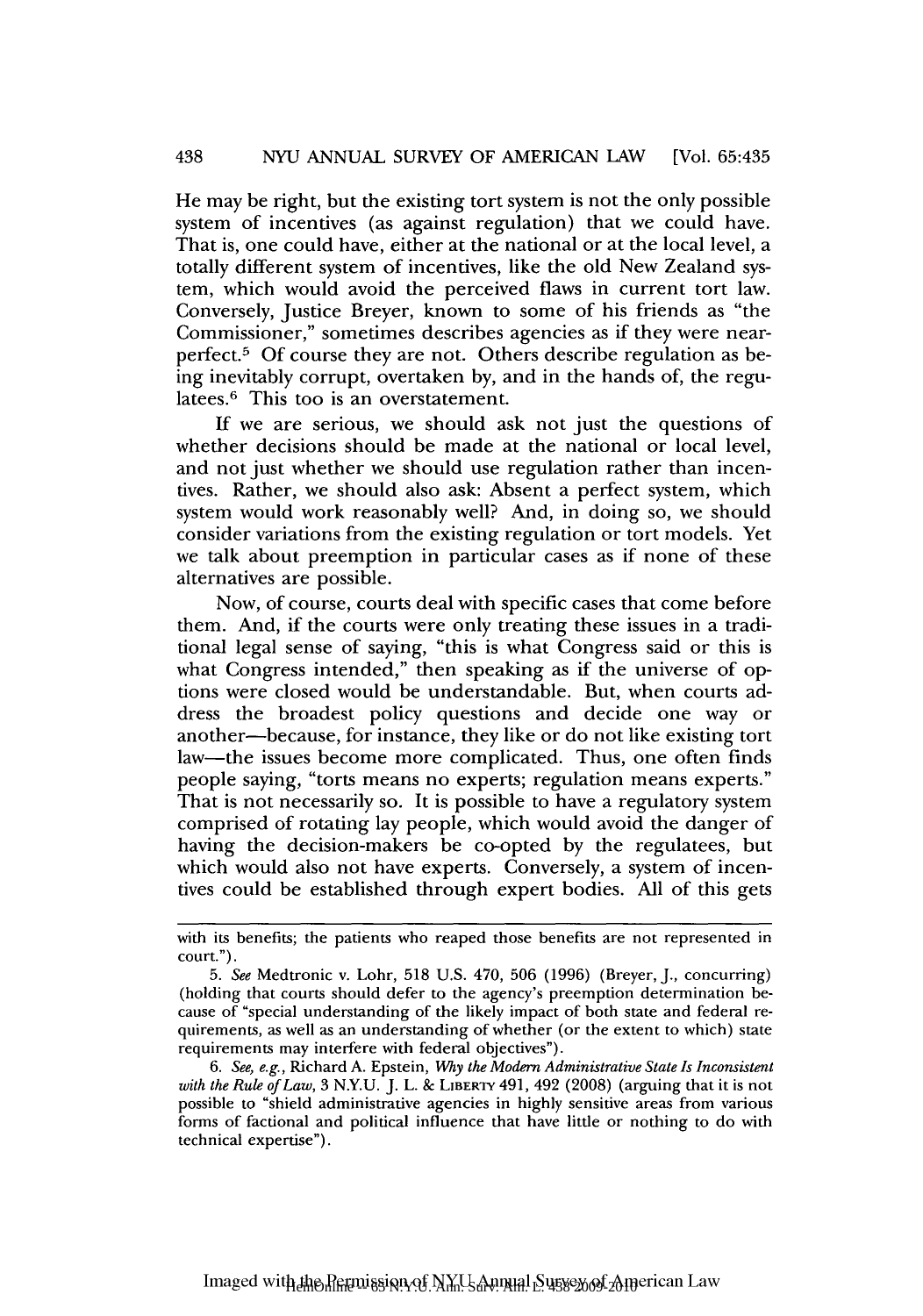He may be right, but the existing tort system is not the only possible system of incentives (as against regulation) that we could have. That is, one could have, either at the national or at the local level, a totally different system of incentives, like the old New Zealand system, which would avoid the perceived flaws in current tort law. Conversely, Justice Breyer, known to some of his friends as "the Commissioner," sometimes describes agencies as if they were near-perfect.[5] Of course they are not. Others describe regulation as being inevitably corrupt, overtaken by, and in the hands of, the regulatees.[6] This too is an overstatement.

If we are serious, we should ask not just the questions of whether decisions should be made at the national or local level, and not just whether we should use regulation rather than incentives. Rather, we should also ask: Absent a perfect system, which system would work reasonably well? And, in doing so, we should consider variations from the existing regulation or tort models. Yet we talk about preemption in particular cases as if none of these alternatives are possible.

Now, of course, courts deal with specific cases that come before them. And, if the courts were only treating these issues in a traditional legal sense of saying, "this is what Congress said or this is what Congress intended," then speaking as if the universe of options were closed would be understandable. But, when courts address the broadest policy questions and decide one way or another—because, for instance, they like or do not like existing tort law—the issues become more complicated. Thus, one often finds people saying, "torts means no experts; regulation means experts." That is not necessarily so. It is possible to have a regulatory system comprised of rotating lay people, which would avoid the danger of having the decision-makers be co-opted by the regulatees, but which would also not have experts. Conversely, a system of incentives could be established through expert bodies. All of this gets

---

with its benefits; the patients who reaped those benefits are not represented in court.").

5. *See* Medtronic v. Lohr, 518 U.S. 470, 506 (1996) (Breyer, J., concurring) (holding that courts should defer to the agency's preemption determination because of "special understanding of the likely impact of both state and federal requirements, as well as an understanding of whether (or the extent to which) state requirements may interfere with federal objectives").

6. *See, e.g.*, Richard A. Epstein, *Why the Modern Administrative State Is Inconsistent with the Rule of Law*, 3 N.Y.U. J. L. & LIBERTY 491, 492 (2008) (arguing that it is not possible to "shield administrative agencies in highly sensitive areas from various forms of factional and political influence that have little or nothing to do with technical expertise").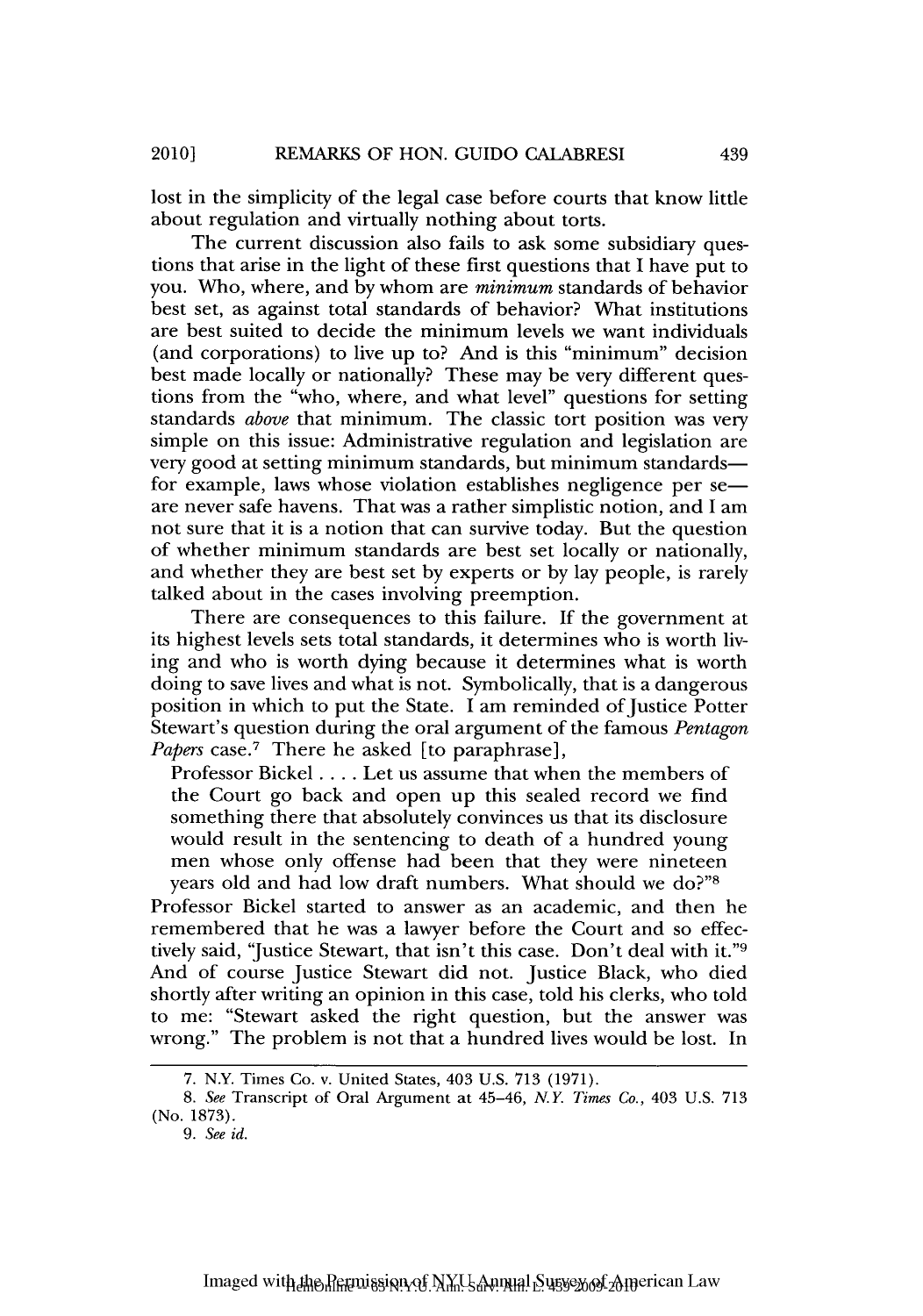lost in the simplicity of the legal case before courts that know little about regulation and virtually nothing about torts.

The current discussion also fails to ask some subsidiary questions that arise in the light of these first questions that I have put to you. Who, where, and by whom are *minimum* standards of behavior best set, as against total standards of behavior? What institutions are best suited to decide the minimum levels we want individuals (and corporations) to live up to? And is this "minimum" decision best made locally or nationally? These may be very different questions from the "who, where, and what level" questions for setting standards *above* that minimum. The classic tort position was very simple on this issue: Administrative regulation and legislation are very good at setting minimum standards, but minimum standards—for example, laws whose violation establishes negligence per se—are never safe havens. That was a rather simplistic notion, and I am not sure that it is a notion that can survive today. But the question of whether minimum standards are best set locally or nationally, and whether they are best set by experts or by lay people, is rarely talked about in the cases involving preemption.

There are consequences to this failure. If the government at its highest levels sets total standards, it determines who is worth living and who is worth dying because it determines what is worth doing to save lives and what is not. Symbolically, that is a dangerous position in which to put the State. I am reminded of Justice Potter Stewart's question during the oral argument of the famous *Pentagon Papers* case.[7] There he asked [to paraphrase],

> Professor Bickel . . . . Let us assume that when the members of the Court go back and open up this sealed record we find something there that absolutely convinces us that its disclosure would result in the sentencing to death of a hundred young men whose only offense had been that they were nineteen years old and had low draft numbers. What should we do?"[8]

Professor Bickel started to answer as an academic, and then he remembered that he was a lawyer before the Court and so effectively said, "Justice Stewart, that isn't this case. Don't deal with it."[9] And of course Justice Stewart did not. Justice Black, who died shortly after writing an opinion in this case, told his clerks, who told to me: "Stewart asked the right question, but the answer was wrong." The problem is not that a hundred lives would be lost. In

---

7. N.Y. Times Co. v. United States, 403 U.S. 713 (1971).

8. *See* Transcript of Oral Argument at 45–46, *N.Y. Times Co.*, 403 U.S. 713 (No. 1873).

9. *See id.*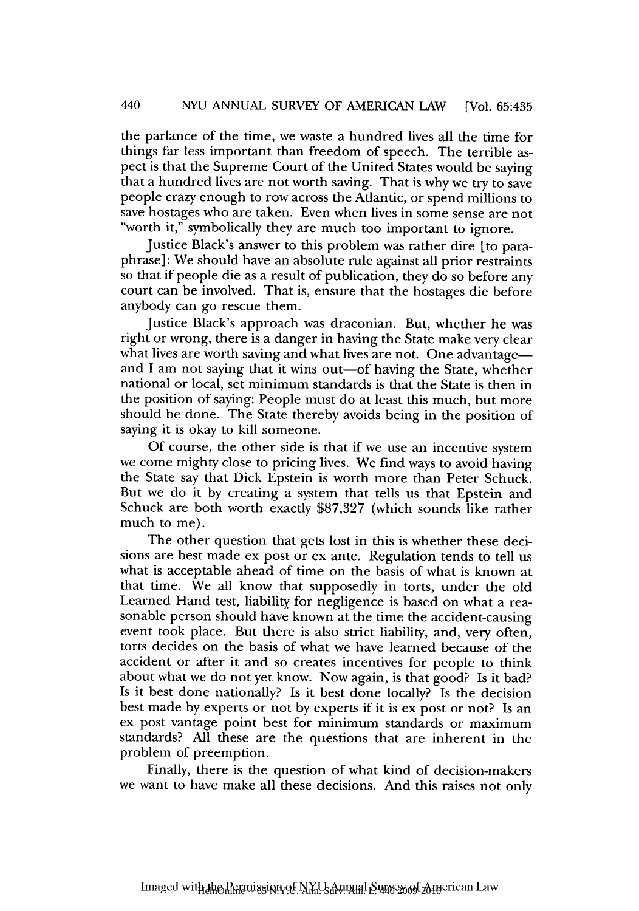the parlance of the time, we waste a hundred lives all the time for things far less important than freedom of speech. The terrible aspect is that the Supreme Court of the United States would be saying that a hundred lives are not worth saving. That is why we try to save people crazy enough to row across the Atlantic, or spend millions to save hostages who are taken. Even when lives in some sense are not "worth it," symbolically they are much too important to ignore.

Justice Black's answer to this problem was rather dire [to paraphrase]: We should have an absolute rule against all prior restraints so that if people die as a result of publication, they do so before any court can be involved. That is, ensure that the hostages die before anybody can go rescue them.

Justice Black's approach was draconian. But, whether he was right or wrong, there is a danger in having the State make very clear what lives are worth saving and what lives are not. One advantage—and I am not saying that it wins out—of having the State, whether national or local, set minimum standards is that the State is then in the position of saying: People must do at least this much, but more should be done. The State thereby avoids being in the position of saying it is okay to kill someone.

Of course, the other side is that if we use an incentive system we come mighty close to pricing lives. We find ways to avoid having the State say that Dick Epstein is worth more than Peter Schuck. But we do it by creating a system that tells us that Epstein and Schuck are both worth exactly $87,327 (which sounds like rather much to me).

The other question that gets lost in this is whether these decisions are best made ex post or ex ante. Regulation tends to tell us what is acceptable ahead of time on the basis of what is known at that time. We all know that supposedly in torts, under the old Learned Hand test, liability for negligence is based on what a reasonable person should have known at the time the accident-causing event took place. But there is also strict liability, and, very often, torts decides on the basis of what we have learned because of the accident or after it and so creates incentives for people to think about what we do not yet know. Now again, is that good? Is it bad? Is it best done nationally? Is it best done locally? Is the decision best made by experts or not by experts if it is ex post or not? Is an ex post vantage point best for minimum standards or maximum standards? All these are the questions that are inherent in the problem of preemption.

Finally, there is the question of what kind of decision-makers we want to have make all these decisions. And this raises not only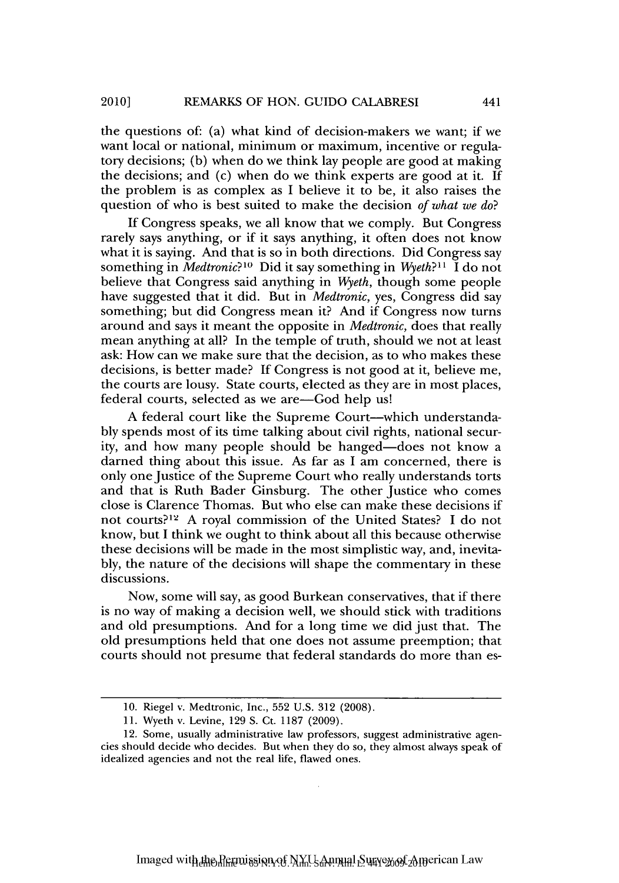the questions of: (a) what kind of decision-makers we want; if we want local or national, minimum or maximum, incentive or regulatory decisions; (b) when do we think lay people are good at making the decisions; and (c) when do we think experts are good at it. If the problem is as complex as I believe it to be, it also raises the question of who is best suited to make the decision *of what we do*?

If Congress speaks, we all know that we comply. But Congress rarely says anything, or if it says anything, it often does not know what it is saying. And that is so in both directions. Did Congress say something in *Medtronic*?[10] Did it say something in *Wyeth*?[11] I do not believe that Congress said anything in *Wyeth*, though some people have suggested that it did. But in *Medtronic*, yes, Congress did say something; but did Congress mean it? And if Congress now turns around and says it meant the opposite in *Medtronic*, does that really mean anything at all? In the temple of truth, should we not at least ask: How can we make sure that the decision, as to who makes these decisions, is better made? If Congress is not good at it, believe me, the courts are lousy. State courts, elected as they are in most places, federal courts, selected as we are—God help us!

A federal court like the Supreme Court—which understandably spends most of its time talking about civil rights, national security, and how many people should be hanged—does not know a darned thing about this issue. As far as I am concerned, there is only one Justice of the Supreme Court who really understands torts and that is Ruth Bader Ginsburg. The other Justice who comes close is Clarence Thomas. But who else can make these decisions if not courts?[12] A royal commission of the United States? I do not know, but I think we ought to think about all this because otherwise these decisions will be made in the most simplistic way, and, inevitably, the nature of the decisions will shape the commentary in these discussions.

Now, some will say, as good Burkean conservatives, that if there is no way of making a decision well, we should stick with traditions and old presumptions. And for a long time we did just that. The old presumptions held that one does not assume preemption; that courts should not presume that federal standards do more than es-

---

10. Riegel v. Medtronic, Inc., 552 U.S. 312 (2008).

11. Wyeth v. Levine, 129 S. Ct. 1187 (2009).

12. Some, usually administrative law professors, suggest administrative agencies should decide who decides. But when they do so, they almost always speak of idealized agencies and not the real life, flawed ones.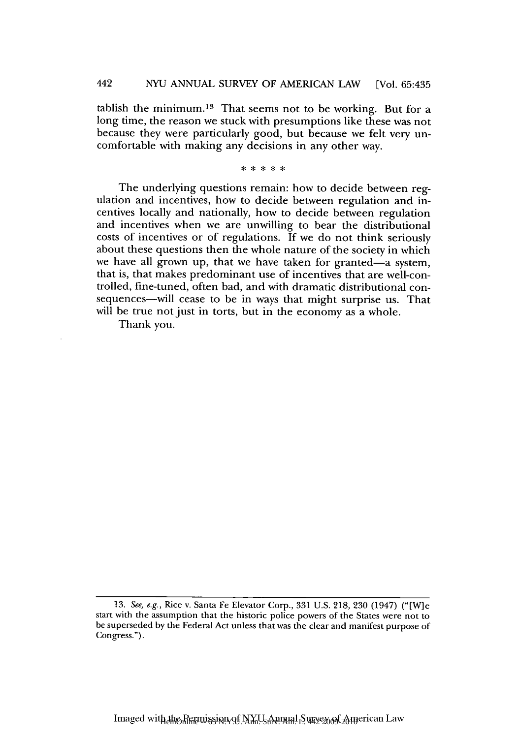tablish the minimum.[13] That seems not to be working. But for a long time, the reason we stuck with presumptions like these was not because they were particularly good, but because we felt very uncomfortable with making any decisions in any other way.

\* \* \* \* \*

The underlying questions remain: how to decide between regulation and incentives, how to decide between regulation and incentives locally and nationally, how to decide between regulation and incentives when we are unwilling to bear the distributional costs of incentives or of regulations. If we do not think seriously about these questions then the whole nature of the society in which we have all grown up, that we have taken for granted—a system, that is, that makes predominant use of incentives that are well-controlled, fine-tuned, often bad, and with dramatic distributional consequences—will cease to be in ways that might surprise us. That will be true not just in torts, but in the economy as a whole.

Thank you.

---

13. *See, e.g.*, Rice v. Santa Fe Elevator Corp., 331 U.S. 218, 230 (1947) ("[W]e start with the assumption that the historic police powers of the States were not to be superseded by the Federal Act unless that was the clear and manifest purpose of Congress.").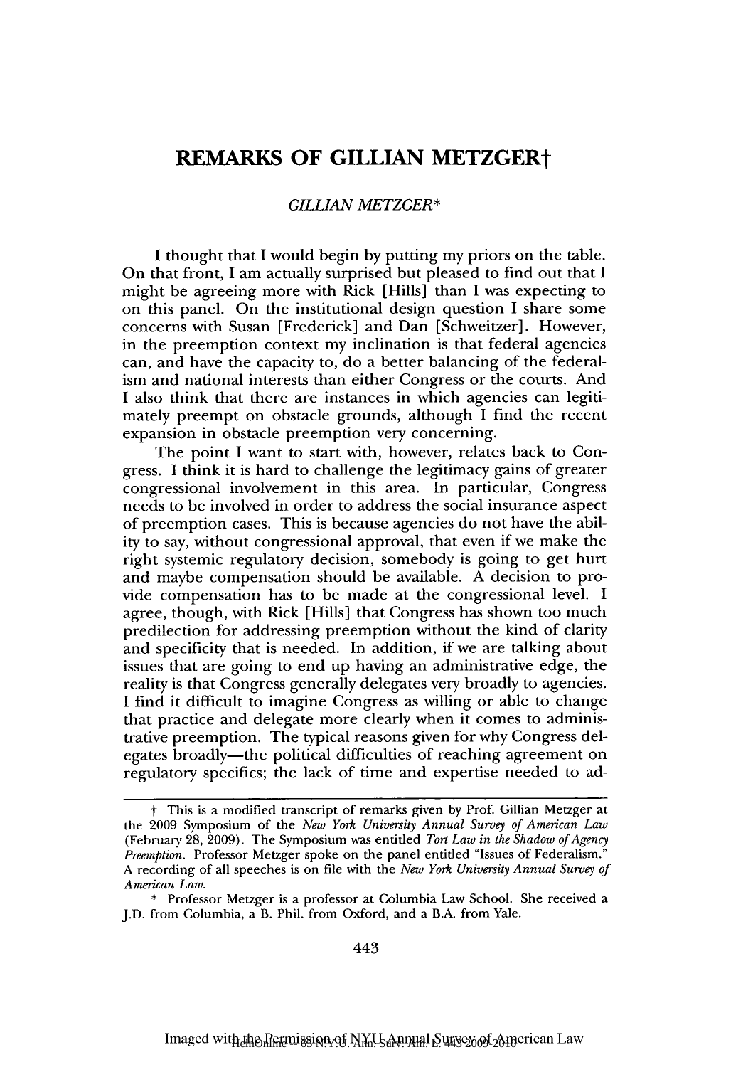# REMARKS OF GILLIAN METZGER†

*GILLIAN METZGER**

I thought that I would begin by putting my priors on the table. On that front, I am actually surprised but pleased to find out that I might be agreeing more with Rick [Hills] than I was expecting to on this panel. On the institutional design question I share some concerns with Susan [Frederick] and Dan [Schweitzer]. However, in the preemption context my inclination is that federal agencies can, and have the capacity to, do a better balancing of the federalism and national interests than either Congress or the courts. And I also think that there are instances in which agencies can legitimately preempt on obstacle grounds, although I find the recent expansion in obstacle preemption very concerning.

The point I want to start with, however, relates back to Congress. I think it is hard to challenge the legitimacy gains of greater congressional involvement in this area. In particular, Congress needs to be involved in order to address the social insurance aspect of preemption cases. This is because agencies do not have the ability to say, without congressional approval, that even if we make the right systemic regulatory decision, somebody is going to get hurt and maybe compensation should be available. A decision to provide compensation has to be made at the congressional level. I agree, though, with Rick [Hills] that Congress has shown too much predilection for addressing preemption without the kind of clarity and specificity that is needed. In addition, if we are talking about issues that are going to end up having an administrative edge, the reality is that Congress generally delegates very broadly to agencies. I find it difficult to imagine Congress as willing or able to change that practice and delegate more clearly when it comes to administrative preemption. The typical reasons given for why Congress delegates broadly—the political difficulties of reaching agreement on regulatory specifics; the lack of time and expertise needed to ad-

---

† This is a modified transcript of remarks given by Prof. Gillian Metzger at the 2009 Symposium of the *New York University Annual Survey of American Law* (February 28, 2009). The Symposium was entitled *Tort Law in the Shadow of Agency Preemption*. Professor Metzger spoke on the panel entitled "Issues of Federalism." A recording of all speeches is on file with the *New York University Annual Survey of American Law*.

\* Professor Metzger is a professor at Columbia Law School. She received a J.D. from Columbia, a B. Phil. from Oxford, and a B.A. from Yale.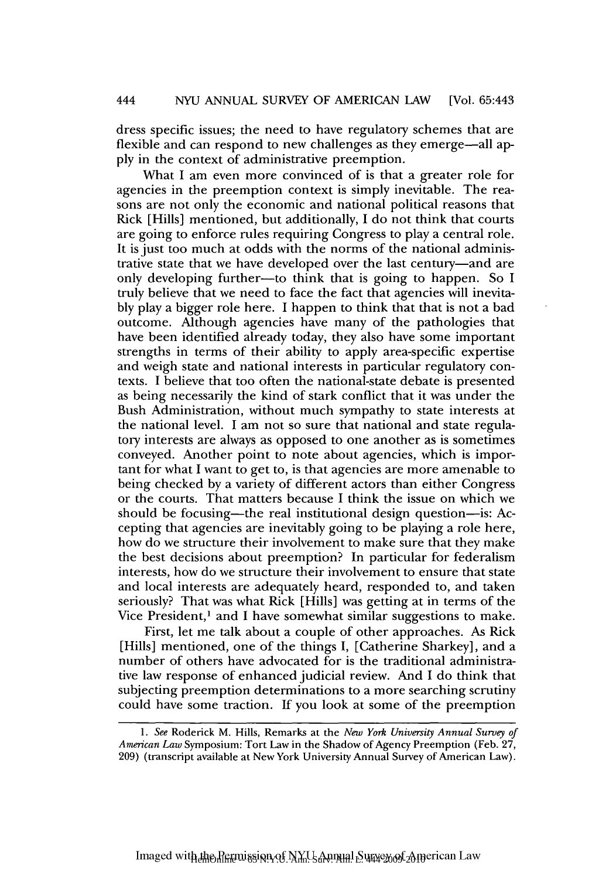dress specific issues; the need to have regulatory schemes that are flexible and can respond to new challenges as they emerge—all apply in the context of administrative preemption.

What I am even more convinced of is that a greater role for agencies in the preemption context is simply inevitable. The reasons are not only the economic and national political reasons that Rick [Hills] mentioned, but additionally, I do not think that courts are going to enforce rules requiring Congress to play a central role. It is just too much at odds with the norms of the national administrative state that we have developed over the last century—and are only developing further—to think that is going to happen. So I truly believe that we need to face the fact that agencies will inevitably play a bigger role here. I happen to think that that is not a bad outcome. Although agencies have many of the pathologies that have been identified already today, they also have some important strengths in terms of their ability to apply area-specific expertise and weigh state and national interests in particular regulatory contexts. I believe that too often the national-state debate is presented as being necessarily the kind of stark conflict that it was under the Bush Administration, without much sympathy to state interests at the national level. I am not so sure that national and state regulatory interests are always as opposed to one another as is sometimes conveyed. Another point to note about agencies, which is important for what I want to get to, is that agencies are more amenable to being checked by a variety of different actors than either Congress or the courts. That matters because I think the issue on which we should be focusing—the real institutional design question—is: Accepting that agencies are inevitably going to be playing a role here, how do we structure their involvement to make sure that they make the best decisions about preemption? In particular for federalism interests, how do we structure their involvement to ensure that state and local interests are adequately heard, responded to, and taken seriously? That was what Rick [Hills] was getting at in terms of the Vice President,[1] and I have somewhat similar suggestions to make.

First, let me talk about a couple of other approaches. As Rick [Hills] mentioned, one of the things I, [Catherine Sharkey], and a number of others have advocated for is the traditional administrative law response of enhanced judicial review. And I do think that subjecting preemption determinations to a more searching scrutiny could have some traction. If you look at some of the preemption

---

1. *See* Roderick M. Hills, Remarks at the *New York University Annual Survey of American Law* Symposium: Tort Law in the Shadow of Agency Preemption (Feb. 27, 209) (transcript available at New York University Annual Survey of American Law).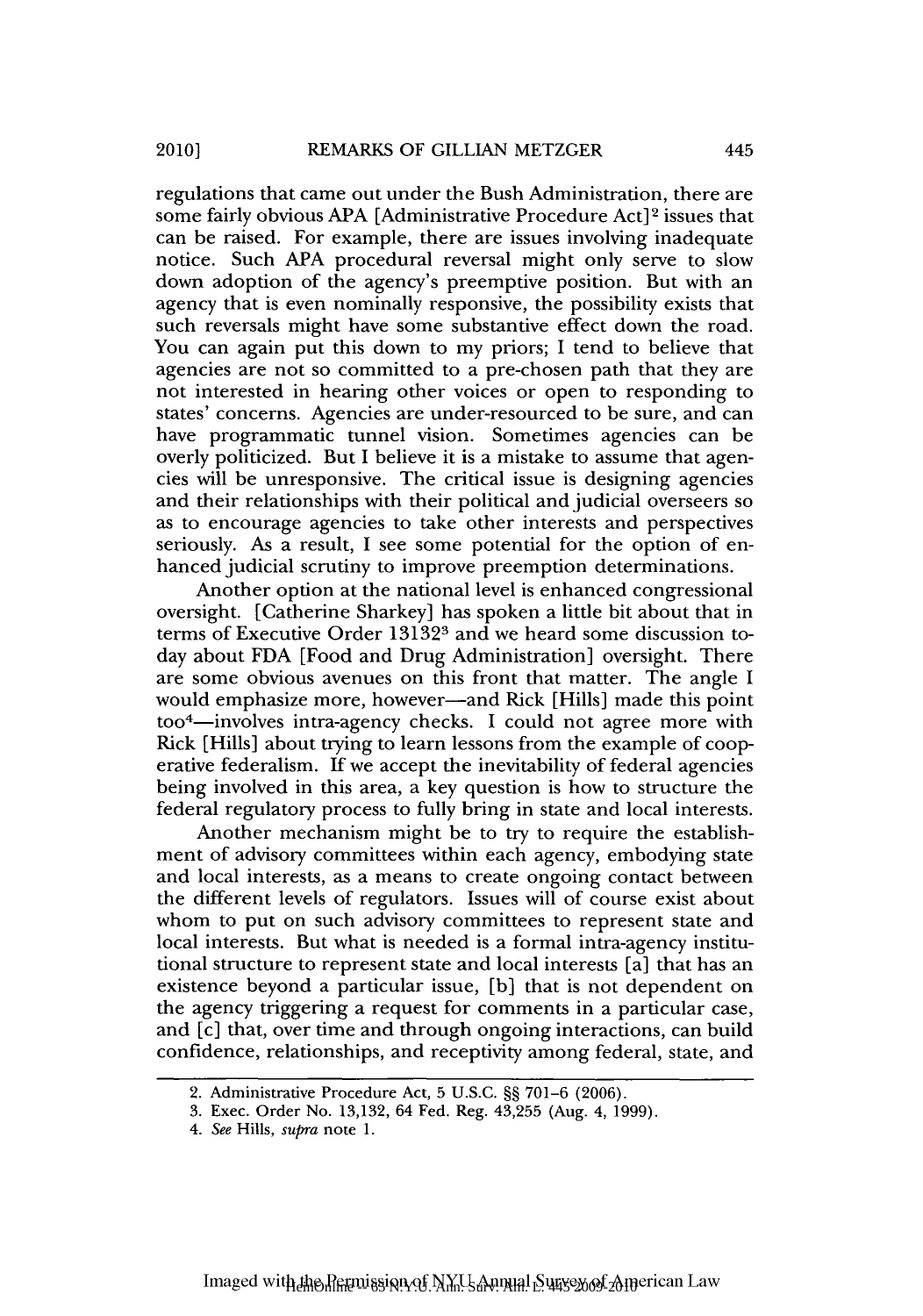regulations that came out under the Bush Administration, there are some fairly obvious APA [Administrative Procedure Act][2] issues that can be raised. For example, there are issues involving inadequate notice. Such APA procedural reversal might only serve to slow down adoption of the agency's preemptive position. But with an agency that is even nominally responsive, the possibility exists that such reversals might have some substantive effect down the road. You can again put this down to my priors; I tend to believe that agencies are not so committed to a pre-chosen path that they are not interested in hearing other voices or open to responding to states' concerns. Agencies are under-resourced to be sure, and can have programmatic tunnel vision. Sometimes agencies can be overly politicized. But I believe it is a mistake to assume that agencies will be unresponsive. The critical issue is designing agencies and their relationships with their political and judicial overseers so as to encourage agencies to take other interests and perspectives seriously. As a result, I see some potential for the option of enhanced judicial scrutiny to improve preemption determinations.

Another option at the national level is enhanced congressional oversight. [Catherine Sharkey] has spoken a little bit about that in terms of Executive Order 13132[3] and we heard some discussion today about FDA [Food and Drug Administration] oversight. There are some obvious avenues on this front that matter. The angle I would emphasize more, however—and Rick [Hills] made this point too[4]—involves intra-agency checks. I could not agree more with Rick [Hills] about trying to learn lessons from the example of cooperative federalism. If we accept the inevitability of federal agencies being involved in this area, a key question is how to structure the federal regulatory process to fully bring in state and local interests.

Another mechanism might be to try to require the establishment of advisory committees within each agency, embodying state and local interests, as a means to create ongoing contact between the different levels of regulators. Issues will of course exist about whom to put on such advisory committees to represent state and local interests. But what is needed is a formal intra-agency institutional structure to represent state and local interests [a] that has an existence beyond a particular issue, [b] that is not dependent on the agency triggering a request for comments in a particular case, and [c] that, over time and through ongoing interactions, can build confidence, relationships, and receptivity among federal, state, and

---

2. Administrative Procedure Act, 5 U.S.C. §§ 701–6 (2006).

3. Exec. Order No. 13,132, 64 Fed. Reg. 43,255 (Aug. 4, 1999).

4. *See* Hills, *supra* note 1.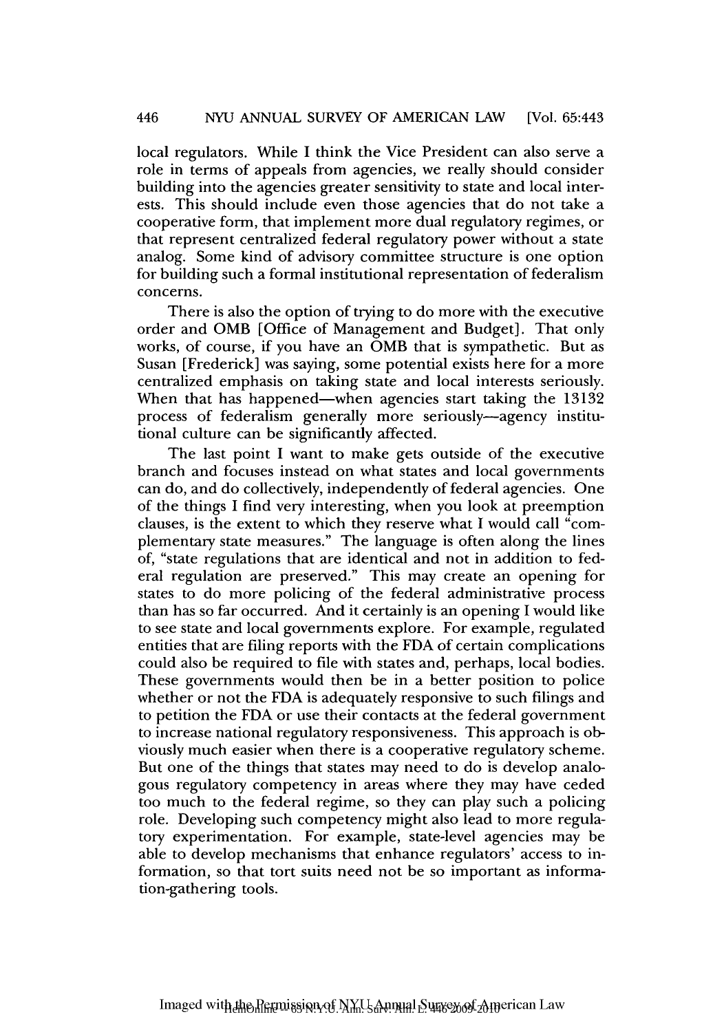local regulators. While I think the Vice President can also serve a role in terms of appeals from agencies, we really should consider building into the agencies greater sensitivity to state and local interests. This should include even those agencies that do not take a cooperative form, that implement more dual regulatory regimes, or that represent centralized federal regulatory power without a state analog. Some kind of advisory committee structure is one option for building such a formal institutional representation of federalism concerns.

There is also the option of trying to do more with the executive order and OMB [Office of Management and Budget]. That only works, of course, if you have an OMB that is sympathetic. But as Susan [Frederick] was saying, some potential exists here for a more centralized emphasis on taking state and local interests seriously. When that has happened—when agencies start taking the 13132 process of federalism generally more seriously—agency institutional culture can be significantly affected.

The last point I want to make gets outside of the executive branch and focuses instead on what states and local governments can do, and do collectively, independently of federal agencies. One of the things I find very interesting, when you look at preemption clauses, is the extent to which they reserve what I would call "complementary state measures." The language is often along the lines of, "state regulations that are identical and not in addition to federal regulation are preserved." This may create an opening for states to do more policing of the federal administrative process than has so far occurred. And it certainly is an opening I would like to see state and local governments explore. For example, regulated entities that are filing reports with the FDA of certain complications could also be required to file with states and, perhaps, local bodies. These governments would then be in a better position to police whether or not the FDA is adequately responsive to such filings and to petition the FDA or use their contacts at the federal government to increase national regulatory responsiveness. This approach is obviously much easier when there is a cooperative regulatory scheme. But one of the things that states may need to do is develop analogous regulatory competency in areas where they may have ceded too much to the federal regime, so they can play such a policing role. Developing such competency might also lead to more regulatory experimentation. For example, state-level agencies may be able to develop mechanisms that enhance regulators' access to information, so that tort suits need not be so important as information-gathering tools.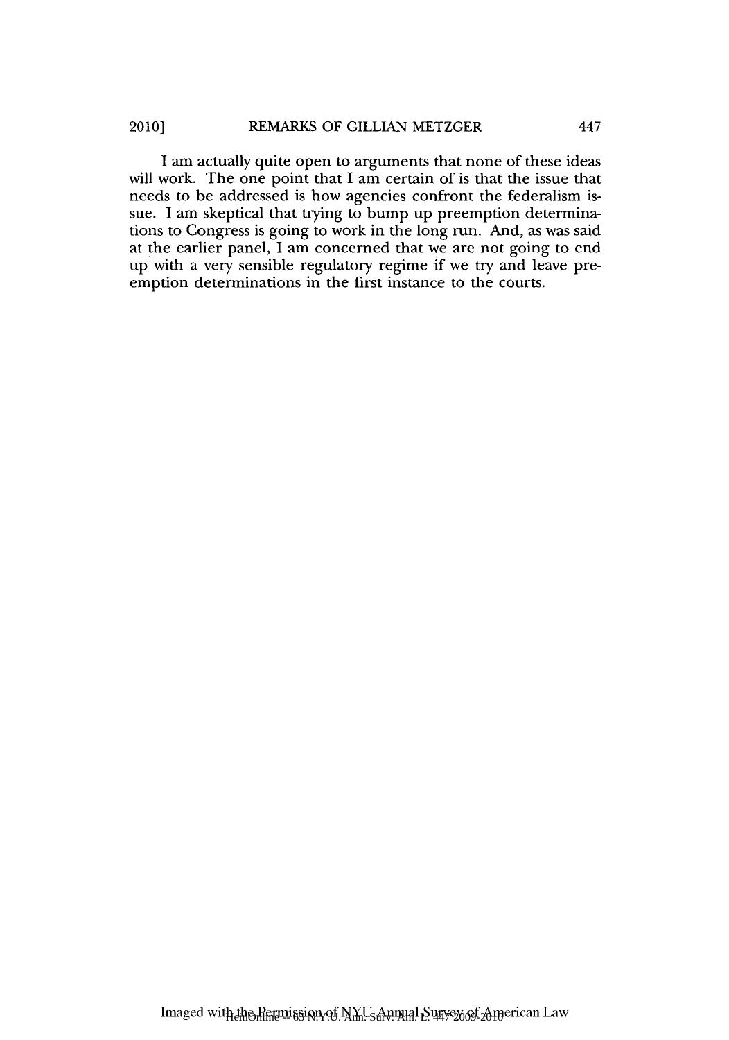I am actually quite open to arguments that none of these ideas will work. The one point that I am certain of is that the issue that needs to be addressed is how agencies confront the federalism issue. I am skeptical that trying to bump up preemption determinations to Congress is going to work in the long run. And, as was said at the earlier panel, I am concerned that we are not going to end up with a very sensible regulatory regime if we try and leave preemption determinations in the first instance to the courts.